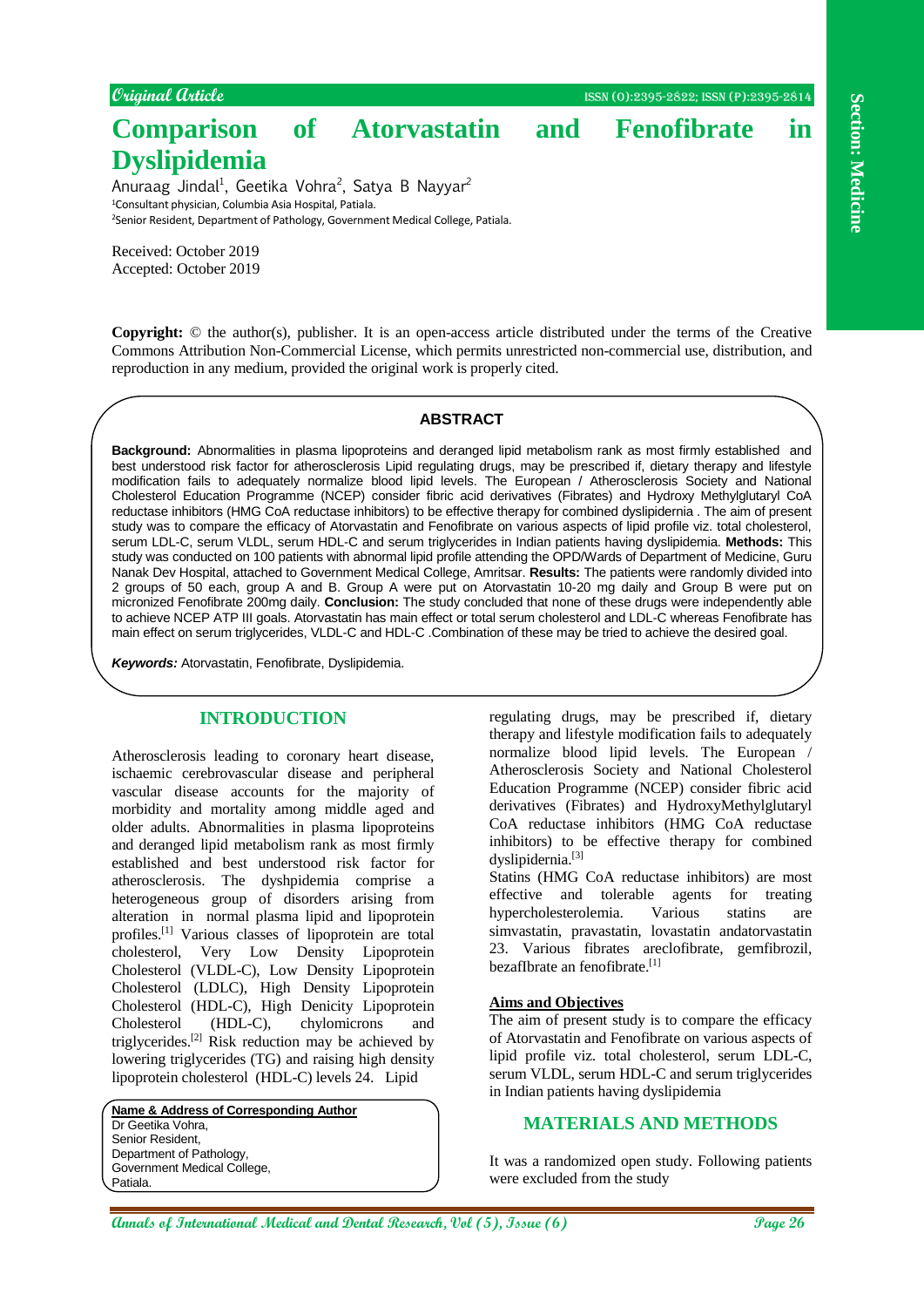*Original Article*

# Comparison of Atorvastatin and Fenofibrate in Dyslipidemia

Anuraag Jindal[1], Geetika Vohra[2], Satya B Nayyar[2]

[1]Consultant physician, Columbia Asia Hospital, Patiala.

[2]Senior Resident, Department of Pathology, Government Medical College, Patiala.

Received: October 2019
Accepted: October 2019

**Copyright:** © the author(s), publisher. It is an open-access article distributed under the terms of the Creative Commons Attribution Non-Commercial License, which permits unrestricted non-commercial use, distribution, and reproduction in any medium, provided the original work is properly cited.

## ABSTRACT

**Background:** Abnormalities in plasma lipoproteins and deranged lipid metabolism rank as most firmly established and best understood risk factor for atherosclerosis Lipid regulating drugs, may be prescribed if, dietary therapy and lifestyle modification fails to adequately normalize blood lipid levels. The European / Atherosclerosis Society and National Cholesterol Education Programme (NCEP) consider fibric acid derivatives (Fibrates) and Hydroxy Methylglutaryl CoA reductase inhibitors (HMG CoA reductase inhibitors) to be effective therapy for combined dyslipidernia . The aim of present study was to compare the efficacy of Atorvastatin and Fenofibrate on various aspects of lipid profile viz. total cholesterol, serum LDL-C, serum VLDL, serum HDL-C and serum triglycerides in Indian patients having dyslipidemia. **Methods:** This study was conducted on 100 patients with abnormal lipid profile attending the OPD/Wards of Department of Medicine, Guru Nanak Dev Hospital, attached to Government Medical College, Amritsar. **Results:** The patients were randomly divided into 2 groups of 50 each, group A and B. Group A were put on Atorvastatin 10-20 mg daily and Group B were put on micronized Fenofibrate 200mg daily. **Conclusion:** The study concluded that none of these drugs were independently able to achieve NCEP ATP III goals. Atorvastatin has main effect or total serum cholesterol and LDL-C whereas Fenofibrate has main effect on serum triglycerides, VLDL-C and HDL-C .Combination of these may be tried to achieve the desired goal.

***Keywords:*** Atorvastatin, Fenofibrate, Dyslipidemia.

## INTRODUCTION

Atherosclerosis leading to coronary heart disease, ischaemic cerebrovascular disease and peripheral vascular disease accounts for the majority of morbidity and mortality among middle aged and older adults. Abnormalities in plasma lipoproteins and deranged lipid metabolism rank as most firmly established and best understood risk factor for atherosclerosis. The dyshpidemia comprise a heterogeneous group of disorders arising from alteration in normal plasma lipid and lipoprotein profiles.[1] Various classes of lipoprotein are total cholesterol, Very Low Density Lipoprotein Cholesterol (VLDL-C), Low Density Lipoprotein Cholesterol (LDLC), High Density Lipoprotein Cholesterol (HDL-C), High Denicity Lipoprotein Cholesterol (HDL-C), chylomicrons and triglycerides.[2] Risk reduction may be achieved by lowering triglycerides (TG) and raising high density lipoprotein cholesterol (HDL-C) levels 24. Lipid regulating drugs, may be prescribed if, dietary therapy and lifestyle modification fails to adequately normalize blood lipid levels. The European / Atherosclerosis Society and National Cholesterol Education Programme (NCEP) consider fibric acid derivatives (Fibrates) and HydroxyMethylglutaryl CoA reductase inhibitors (HMG CoA reductase inhibitors) to be effective therapy for combined dyslipidernia.[3]

Statins (HMG CoA reductase inhibitors) are most effective and tolerable agents for treating hypercholesterolemia. Various statins are simvastatin, pravastatin, lovastatin andatorvastatin 23. Various fibrates areclofibrate, gemfibrozil, bezafIbrate an fenofibrate.[1]

**Name & Address of Corresponding Author**
Dr Geetika Vohra,
Senior Resident,
Department of Pathology,
Government Medical College,
Patiala.

### Aims and Objectives

The aim of present study is to compare the efficacy of Atorvastatin and Fenofibrate on various aspects of lipid profile viz. total cholesterol, serum LDL-C, serum VLDL, serum HDL-C and serum triglycerides in Indian patients having dyslipidemia

## MATERIALS AND METHODS

It was a randomized open study. Following patients were excluded from the study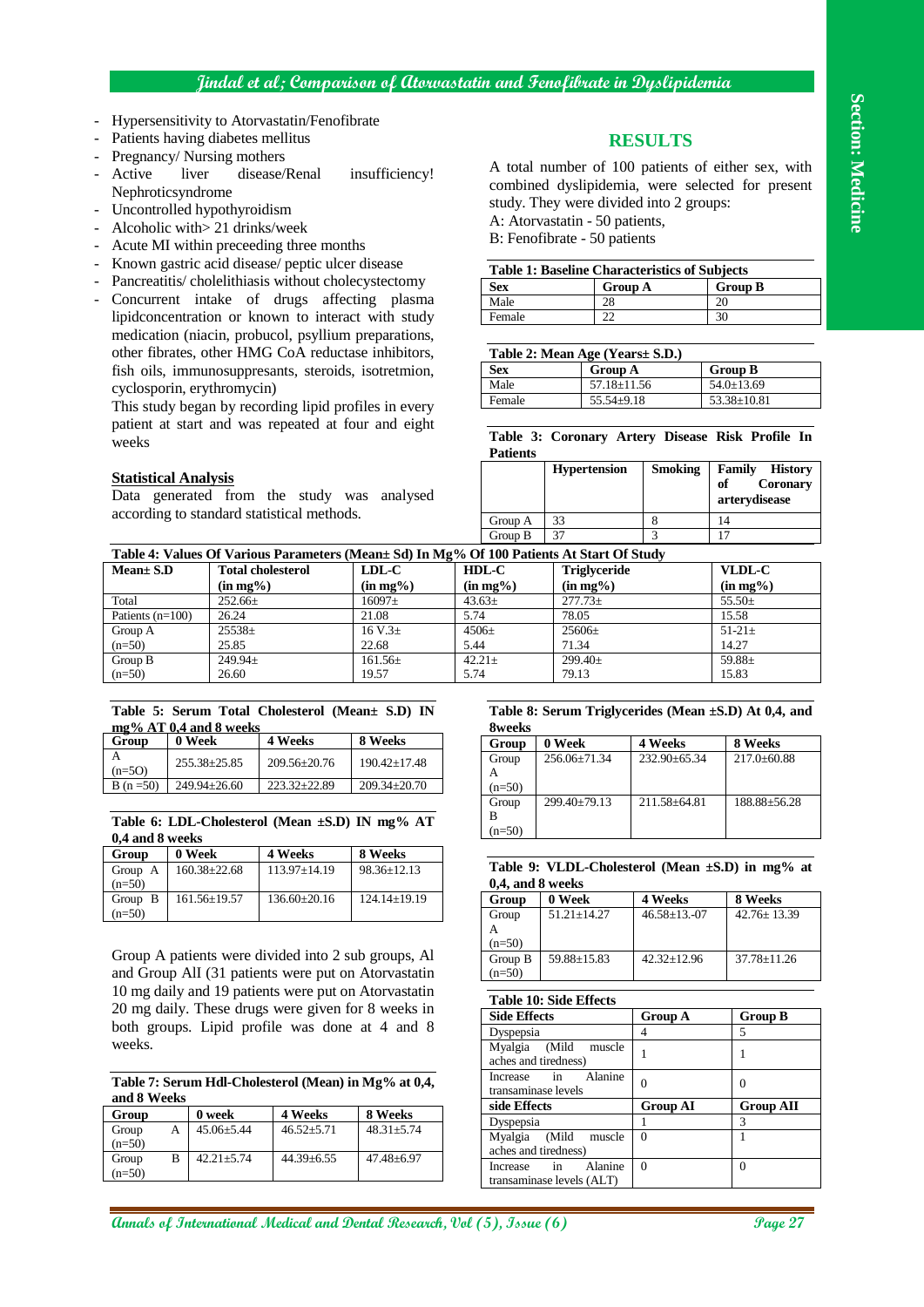- Hypersensitivity to Atorvastatin/Fenofibrate
- Patients having diabetes mellitus
- Pregnancy/ Nursing mothers
- Active liver disease/Renal insufficiency! Nephroticsyndrome
- Uncontrolled hypothyroidism
- Alcoholic with> 21 drinks/week
- Acute MI within preceeding three months
- Known gastric acid disease/ peptic ulcer disease
- Pancreatitis/ cholelithiasis without cholecystectomy
- Concurrent intake of drugs affecting plasma lipidconcentration or known to interact with study medication (niacin, probucol, psyllium preparations, other fibrates, other HMG CoA reductase inhibitors, fish oils, immunosuppresants, steroids, isotretmion, cyclosporin, erythromycin)

This study began by recording lipid profiles in every patient at start and was repeated at four and eight weeks

**Statistical Analysis**

Data generated from the study was analysed according to standard statistical methods.

## RESULTS

A total number of 100 patients of either sex, with combined dyslipidemia, were selected for present study. They were divided into 2 groups:

A: Atorvastatin - 50 patients,

B: Fenofibrate - 50 patients

**Table 1: Baseline Characteristics of Subjects**

| Sex | Group A | Group B |
|---|---|---|
| Male | 28 | 20 |
| Female | 22 | 30 |

**Table 2: Mean Age (Years± S.D.)**

| Sex | Group A | Group B |
|---|---|---|
| Male | 57.18±11.56 | 54.0±13.69 |
| Female | 55.54±9.18 | 53.38±10.81 |

**Table 3: Coronary Artery Disease Risk Profile In Patients**

| | Hypertension | Smoking | Family History of Coronary arterydisease |
|---|---|---|---|
| Group A | 33 | 8 | 14 |
| Group B | 37 | 3 | 17 |

**Table 4: Values Of Various Parameters (Mean± Sd) In Mg% Of 100 Patients At Start Of Study**

| Mean± S.D | Total cholesterol (in mg%) | LDL-C (in mg%) | HDL-C (in mg%) | Triglyceride (in mg%) | VLDL-C (in mg%) |
|---|---|---|---|---|---|
| Total Patients (n=100) | 252.66± 26.24 | 16097± 21.08 | 43.63± 5.74 | 277.73± 78.05 | 55.50± 15.58 |
| Group A (n=50) | 25538± 25.85 | 16 V.3± 22.68 | 4506± 5.44 | 25606± 71.34 | 51-21± 14.27 |
| Group B (n=50) | 249.94± 26.60 | 161.56± 19.57 | 42.21± 5.74 | 299.40± 79.13 | 59.88± 15.83 |

**Table 5: Serum Total Cholesterol (Mean± S.D) IN mg% AT 0,4 and 8 weeks**

| Group | 0 Week | 4 Weeks | 8 Weeks |
|---|---|---|---|
| A (n=5O) | 255.38±25.85 | 209.56±20.76 | 190.42±17.48 |
| B (n =50) | 249.94±26.60 | 223.32±22.89 | 209.34±20.70 |

**Table 6: LDL-Cholesterol (Mean ±S.D) IN mg% AT 0,4 and 8 weeks**

| Group | 0 Week | 4 Weeks | 8 Weeks |
|---|---|---|---|
| Group A (n=50) | 160.38±22.68 | 113.97±14.19 | 98.36±12.13 |
| Group B (n=50) | 161.56±19.57 | 136.60±20.16 | 124.14±19.19 |

Group A patients were divided into 2 sub groups, Al and Group AII (31 patients were put on Atorvastatin 10 mg daily and 19 patients were put on Atorvastatin 20 mg daily. These drugs were given for 8 weeks in both groups. Lipid profile was done at 4 and 8 weeks.

**Table 7: Serum Hdl-Cholesterol (Mean) in Mg% at 0,4, and 8 Weeks**

| Group | 0 week | 4 Weeks | 8 Weeks |
|---|---|---|---|
| Group A (n=50) | 45.06±5.44 | 46.52±5.71 | 48.31±5.74 |
| Group B (n=50) | 42.21±5.74 | 44.39±6.55 | 47.48±6.97 |

**Table 8: Serum Triglycerides (Mean ±S.D) At 0,4, and 8weeks**

| Group | 0 Week | 4 Weeks | 8 Weeks |
|---|---|---|---|
| Group A (n=50) | 256.06±71.34 | 232.90±65.34 | 217.0±60.88 |
| Group B (n=50) | 299.40±79.13 | 211.58±64.81 | 188.88±56.28 |

**Table 9: VLDL-Cholesterol (Mean ±S.D) in mg% at 0,4, and 8 weeks**

| Group | 0 Week | 4 Weeks | 8 Weeks |
|---|---|---|---|
| Group A (n=50) | 51.21±14.27 | 46.58±13.-07 | 42.76± 13.39 |
| Group B (n=50) | 59.88±15.83 | 42.32±12.96 | 37.78±11.26 |

**Table 10: Side Effects**

| Side Effects | Group A | Group B |
|---|---|---|
| Dyspepsia | 4 | 5 |
| Myalgia (Mild muscle aches and tiredness) | 1 | 1 |
| Increase in Alanine transaminase levels | 0 | 0 |
| **side Effects** | **Group AI** | **Group AII** |
| Dyspepsia | 1 | 3 |
| Myalgia (Mild muscle aches and tiredness) | 0 | 1 |
| Increase in Alanine transaminase levels (ALT) | 0 | 0 |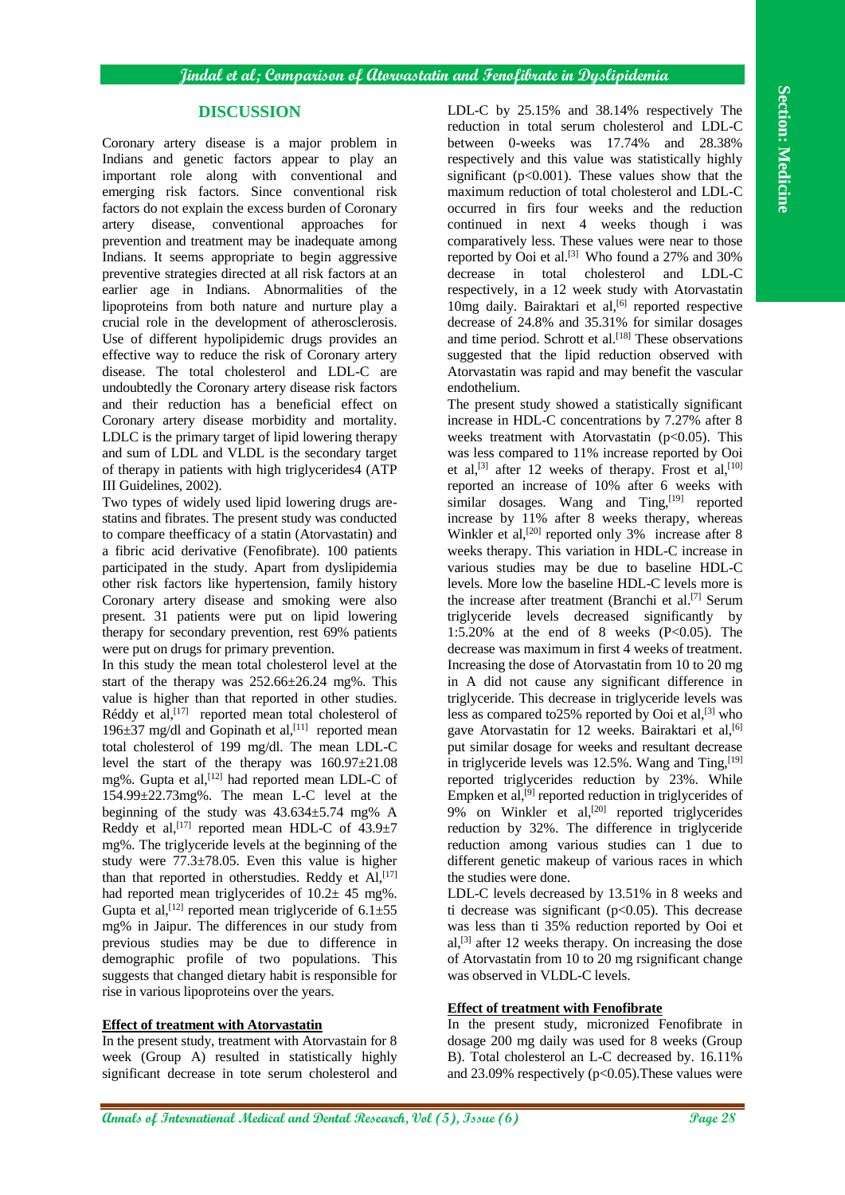## DISCUSSION

Coronary artery disease is a major problem in Indians and genetic factors appear to play an important role along with conventional and emerging risk factors. Since conventional risk factors do not explain the excess burden of Coronary artery disease, conventional approaches for prevention and treatment may be inadequate among Indians. It seems appropriate to begin aggressive preventive strategies directed at all risk factors at an earlier age in Indians. Abnormalities of the lipoproteins from both nature and nurture play a crucial role in the development of atherosclerosis. Use of different hypolipidemic drugs provides an effective way to reduce the risk of Coronary artery disease. The total cholesterol and LDL-C are undoubtedly the Coronary artery disease risk factors and their reduction has a beneficial effect on Coronary artery disease morbidity and mortality. LDLC is the primary target of lipid lowering therapy and sum of LDL and VLDL is the secondary target of therapy in patients with high triglycerides4 (ATP III Guidelines, 2002).

Two types of widely used lipid lowering drugs are- statins and fibrates. The present study was conducted to compare theefficacy of a statin (Atorvastatin) and a fibric acid derivative (Fenofibrate). 100 patients participated in the study. Apart from dyslipidemia other risk factors like hypertension, family history Coronary artery disease and smoking were also present. 31 patients were put on lipid lowering therapy for secondary prevention, rest 69% patients were put on drugs for primary prevention.

In this study the mean total cholesterol level at the start of the therapy was 252.66±26.24 mg%. This value is higher than that reported in other studies. Réddy et al,[17] reported mean total cholesterol of 196±37 mg/dl and Gopinath et al,[11] reported mean total cholesterol of 199 mg/dl. The mean LDL-C level the start of the therapy was 160.97±21.08 mg%. Gupta et al,[12] had reported mean LDL-C of 154.99±22.73mg%. The mean L-C level at the beginning of the study was 43.634±5.74 mg% A Reddy et al,[17] reported mean HDL-C of 43.9±7 mg%. The triglyceride levels at the beginning of the study were 77.3±78.05. Even this value is higher than that reported in otherstudies. Reddy et Al,[17] had reported mean triglycerides of 10.2± 45 mg%. Gupta et al,[12] reported mean triglyceride of 6.1±55 mg% in Jaipur. The differences in our study from previous studies may be due to difference in demographic profile of two populations. This suggests that changed dietary habit is responsible for rise in various lipoproteins over the years.

**Effect of treatment with Atorvastatin**

In the present study, treatment with Atorvastain for 8 week (Group A) resulted in statistically highly significant decrease in tote serum cholesterol and LDL-C by 25.15% and 38.14% respectively The reduction in total serum cholesterol and LDL-C between 0-weeks was 17.74% and 28.38% respectively and this value was statistically highly significant ($p<0.001$). These values show that the maximum reduction of total cholesterol and LDL-C occurred in firs four weeks and the reduction continued in next 4 weeks though i was comparatively less. These values were near to those reported by Ooi et al.[3] Who found a 27% and 30% decrease in total cholesterol and LDL-C respectively, in a 12 week study with Atorvastatin 10mg daily. Bairaktari et al,[6] reported respective decrease of 24.8% and 35.31% for similar dosages and time period. Schrott et al.[18] These observations suggested that the lipid reduction observed with Atorvastatin was rapid and may benefit the vascular endothelium.

The present study showed a statistically significant increase in HDL-C concentrations by 7.27% after 8 weeks treatment with Atorvastatin ($p<0.05$). This was less compared to 11% increase reported by Ooi et al,[3] after 12 weeks of therapy. Frost et al,[10] reported an increase of 10% after 6 weeks with similar dosages. Wang and Ting,[19] reported increase by 11% after 8 weeks therapy, whereas Winkler et al,[20] reported only 3% increase after 8 weeks therapy. This variation in HDL-C increase in various studies may be due to baseline HDL-C levels. More low the baseline HDL-C levels more is the increase after treatment (Branchi et al.[7] Serum triglyceride levels decreased significantly by 1:5.20% at the end of 8 weeks ($P<0.05$). The decrease was maximum in first 4 weeks of treatment. Increasing the dose of Atorvastatin from 10 to 20 mg in A did not cause any significant difference in triglyceride. This decrease in triglyceride levels was less as compared to25% reported by Ooi et al,[3] who gave Atorvastatin for 12 weeks. Bairaktari et al,[6] put similar dosage for weeks and resultant decrease in triglyceride levels was 12.5%. Wang and Ting,[19] reported triglycerides reduction by 23%. While Empken et al,[9] reported reduction in triglycerides of 9% on Winkler et al,[20] reported triglycerides reduction by 32%. The difference in triglyceride reduction among various studies can 1 due to different genetic makeup of various races in which the studies were done.

LDL-C levels decreased by 13.51% in 8 weeks and ti decrease was significant ($p<0.05$). This decrease was less than ti 35% reduction reported by Ooi et al,[3] after 12 weeks therapy. On increasing the dose of Atorvastatin from 10 to 20 mg rsignificant change was observed in VLDL-C levels.

**Effect of treatment with Fenofibrate**

In the present study, micronized Fenofibrate in dosage 200 mg daily was used for 8 weeks (Group B). Total cholesterol an L-C decreased by. 16.11% and 23.09% respectively ($p<0.05$).These values were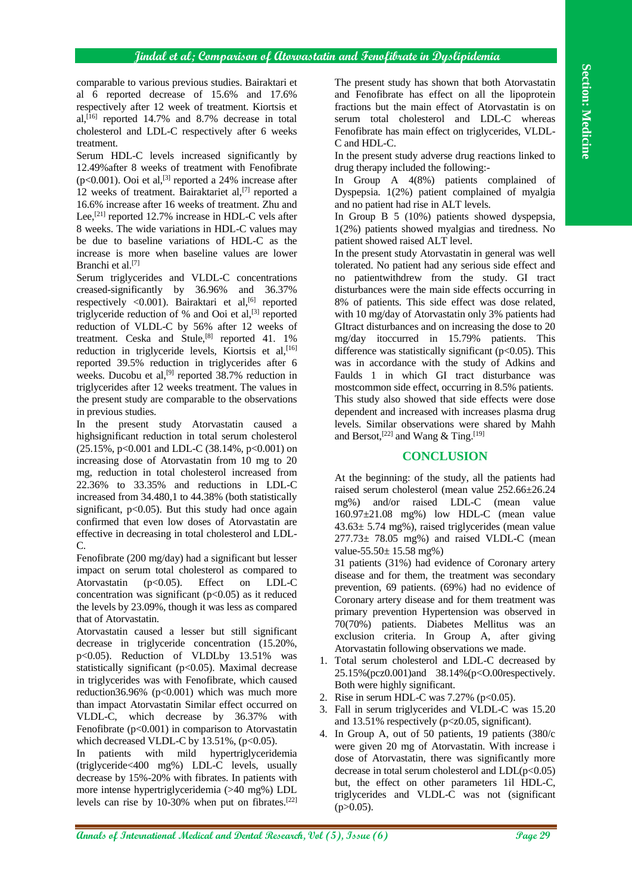comparable to various previous studies. Bairaktari et al 6 reported decrease of 15.6% and 17.6% respectively after 12 week of treatment. Kiortsis et al,[16] reported 14.7% and 8.7% decrease in total cholesterol and LDL-C respectively after 6 weeks treatment.

Serum HDL-C levels increased significantly by 12.49%after 8 weeks of treatment with Fenofibrate ($p<0.001$). Ooi et al,[3] reported a 24% increase after 12 weeks of treatment. Bairaktariet al,[7] reported a 16.6% increase after 16 weeks of treatment. Zhu and Lee,[21] reported 12.7% increase in HDL-C vels after 8 weeks. The wide variations in HDL-C values may be due to baseline variations of HDL-C as the increase is more when baseline values are lower Branchi et al.[7]

Serum triglycerides and VLDL-C concentrations creased-significantly by 36.96% and 36.37% respectively <0.001). Bairaktari et al,[6] reported triglyceride reduction of % and Ooi et al,[3] reported reduction of VLDL-C by 56% after 12 weeks of treatment. Ceska and Stule,[8] reported 41. 1% reduction in triglyceride levels, Kiortsis et al,[16] reported 39.5% reduction in triglycerides after 6 weeks. Ducobu et al,[9] reported 38.7% reduction in triglycerides after 12 weeks treatment. The values in the present study are comparable to the observations in previous studies.

In the present study Atorvastatin caused a highsignificant reduction in total serum cholesterol (25.15%, $p<0.001$ and LDL-C (38.14%, $p<0.001$) on increasing dose of Atorvastatin from 10 mg to 20 mg, reduction in total cholesterol increased from 22.36% to 33.35% and reductions in LDL-C increased from 34.480,1 to 44.38% (both statistically significant, $p<0.05$). But this study had once again confirmed that even low doses of Atorvastatin are effective in decreasing in total cholesterol and LDL-C.

Fenofibrate (200 mg/day) had a significant but lesser impact on serum total cholesterol as compared to Atorvastatin ($p<0.05$). Effect on LDL-C concentration was significant ($p<0.05$) as it reduced the levels by 23.09%, though it was less as compared that of Atorvastatin.

Atorvastatin caused a lesser but still significant decrease in triglyceride concentration (15.20%, $p<0.05$). Reduction of VLDLby 13.51% was statistically significant ($p<0.05$). Maximal decrease in triglycerides was with Fenofibrate, which caused reduction36.96% ($p<0.001$) which was much more than impact Atorvastatin Similar effect occurred on VLDL-C, which decrease by 36.37% with Fenofibrate ($p<0.001$) in comparison to Atorvastatin which decreased VLDL-C by 13.51%, ($p<0.05$).

In patients with mild hypertriglyceridemia (triglyceride<400 mg%) LDL-C levels, usually decrease by 15%-20% with fibrates. In patients with more intense hypertriglyceridemia (>40 mg%) LDL levels can rise by 10-30% when put on fibrates.[22]

The present study has shown that both Atorvastatin and Fenofibrate has effect on all the lipoprotein fractions but the main effect of Atorvastatin is on serum total cholesterol and LDL-C whereas Fenofibrate has main effect on triglycerides, VLDL-C and HDL-C.

In the present study adverse drug reactions linked to drug therapy included the following:-

In Group A 4(8%) patients complained of Dyspepsia. 1(2%) patient complained of myalgia and no patient had rise in ALT levels.

In Group B 5 (10%) patients showed dyspepsia, 1(2%) patients showed myalgias and tiredness. No patient showed raised ALT level.

In the present study Atorvastatin in general was well tolerated. No patient had any serious side effect and no patientwithdrew from the study. GI tract disturbances were the main side effects occurring in 8% of patients. This side effect was dose related, with 10 mg/day of Atorvastatin only 3% patients had GItract disturbances and on increasing the dose to 20 mg/day itoccurred in 15.79% patients. This difference was statistically significant ($p<0.05$). This was in accordance with the study of Adkins and Faulds 1 in which GI tract disturbance was mostcommon side effect, occurring in 8.5% patients. This study also showed that side effects were dose dependent and increased with increases plasma drug levels. Similar observations were shared by Mahh and Bersot,[22] and Wang & Ting.[19]

## CONCLUSION

At the beginning: of the study, all the patients had raised serum cholesterol (mean value 252.66±26.24 mg%) and/or raised LDL-C (mean value 160.97±21.08 mg%) low HDL-C (mean value 43.63± 5.74 mg%), raised triglycerides (mean value 277.73± 78.05 mg%) and raised VLDL-C (mean value-55.50± 15.58 mg%)

31 patients (31%) had evidence of Coronary artery disease and for them, the treatment was secondary prevention, 69 patients. (69%) had no evidence of Coronary artery disease and for them treatment was primary prevention Hypertension was observed in 70(70%) patients. Diabetes Mellitus was an exclusion criteria. In Group A, after giving Atorvastatin following observations we made.

1. Total serum cholesterol and LDL-C decreased by 25.15%(pcz0.001)and 38.14%(p<O.00respectively. Both were highly significant.
2. Rise in serum HDL-C was 7.27% ($p<0.05$).
3. Fall in serum triglycerides and VLDL-C was 15.20 and 13.51% respectively (p<z0.05, significant).
4. In Group A, out of 50 patients, 19 patients (380/c were given 20 mg of Atorvastatin. With increase i dose of Atorvastatin, there was significantly more decrease in total serum cholesterol and LDL($p<0.05$) but, the effect on other parameters 1il HDL-C, triglycerides and VLDL-C was not (significant ($p>0.05$).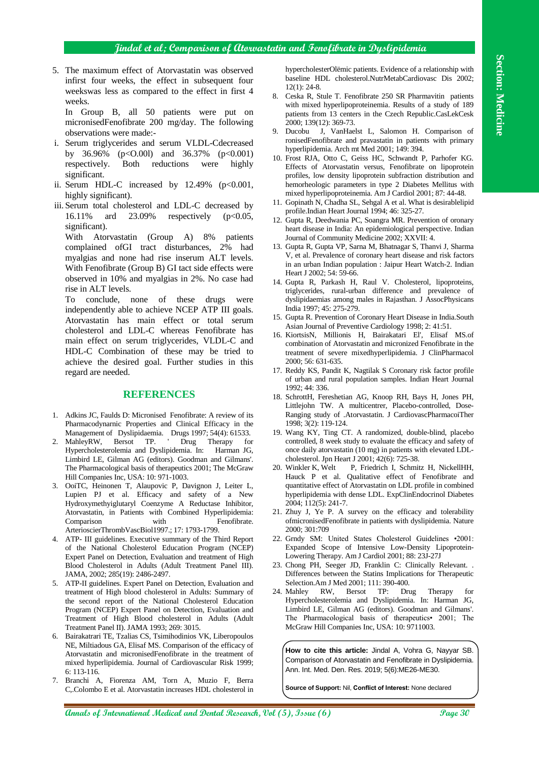5. The maximum effect of Atorvastatin was observed infirst four weeks, the effect in subsequent four weekswas less as compared to the effect in first 4 weeks.

   In Group B, all 50 patients were put on micronisedFenofibrate 200 mg/day. The following observations were made:-

i. Serum triglycerides and serum VLDL-Cdecreased by 36.96% (p<O.00l) and 36.37% (p<0.001) respectively. Both reductions were highly significant.
ii. Serum HDL-C increased by 12.49% (p<0.001, highly significant).
iii. Serum total cholesterol and LDL-C decreased by 16.11% ard 23.09% respectively (p<0.05, significant).

   With Atorvastatin (Group A) 8% patients complained ofGI tract disturbances, 2% had myalgias and none had rise inserum ALT levels. With Fenofibrate (Group B) GI tact side effects were observed in 10% and myalgias in 2%. No case had rise in ALT levels.

   To conclude, none of these drugs were independently able to achieve NCEP ATP III goals. Atorvastatin has main effect or total serum cholesterol and LDL-C whereas Fenofibrate has main effect on serum triglycerides, VLDL-C and HDL-C Combination of these may be tried to achieve the desired goal. Further studies in this regard are needed.

## REFERENCES

1. Adkins JC, Faulds D: Micronised Fenofibrate: A review of its Pharmacodynarnic Properties and Clinical Efficacy in the Management of Dyslipidaemia. Drugs 1997; 54(4): 61533.
2. MahleyRW, Bersot TP. ' Drug Therapy for Hypercholesterolemia and Dyslipidemia. In: Harman JG, Limbird LE, Gilman AG (editors). Goodman and Gilmans'. The Pharmacological basis of therapeutics 2001; The McGraw Hill Companies Inc, USA: 10: 971-1003.
3. OoiTC, Heinonen T, Alaupovic P, Davignon J, Leiter L, Lupien PJ et al. Efficacy and safety of a New Hydroxymethyiglutaryl Coenzyme A Reductase Inhibitor, Atorvastatin, in Patients with Combined Hyperlipidemia: Comparison with Fenofibrate. ArterioscierThrombVascBiol1997.; 17: 1793-1799.
4. ATP- III guidelines. Executive summary of the Third Report of the National Cholesterol Education Program (NCEP) Expert Panel on Detection, Evaluation and treatment of High Blood Cholesterol in Adults (Adult Treatment Panel III). JAMA, 2002; 285(19): 2486-2497.
5. ATP-II guidelines. Expert Panel on Detection, Evaluation and treatment of High blood cholesterol in Adults: Summary of the second report of the National Cholesterol Education Program (NCEP) Expert Panel on Detection, Evaluation and Treatment of High Blood cholesterol in Adults (Adult Treatment Panel II). JAMA 1993; 269: 3015.
6. Bairakatrari TE, Tzalias CS, Tsimihodinios VK, Liberopoulos NE, Miltiadous GA, Elisaf MS. Comparison of the efficacy of Atorvastatin and micronisedFenofibrate in the treatment of mixed hyperlipidemia. Journal of Cardiovascular Risk 1999; 6: 113-116.
7. Branchi A, Fiorenza AM, Torn A, Muzio F, Berra C,.Colombo E et al. Atorvastatin increases HDL cholesterol in hypercholesterOlëmic patients. Evidence of a relationship with baseline HDL cholesterol.NutrMetabCardiovasc Dis 2002; 12(1): 24-8.
8. Ceska R, Stule T. Fenofibrate 250 SR Pharmavitin patients with mixed hyperlipoproteinemia. Results of a study of 189 patients from 13 centers in the Czech Republic.CasLekCesk 2000; 139(12): 369-73.
9. Ducobu J, VanHaelst L, Salomon H. Comparison of ronisedFenofibrate and pravastatin in patients with primary hyperlipidemia. Arch mt Med 2001; 149: 394.
10. Frost RJA, Otto C, Geiss HC, Schwandt P, Parhofer KG. Effects of Atorvastatin versus, Fenofibrate on lipoprotein profiles, low density lipoprotein subfraction distribution and hemorheologic parameters in type 2 Diabetes Mellitus with mixed hyperlipoproteinemia. Am J Cardiol 2001; 87: 44-48.
11. Gopinath N, Chadha SL, Sehgal A et al. What is desirablelipid profile.Indian Heart Journal 1994; 46: 325-27.
12. Gupta R, Deedwania PC, Soangra MR. Prevention of oronary heart disease in India: An epidemiological perspective. Indian Journal of Community Medicine 2002; XXVII: 4.
13. Gupta R, Gupta VP, Sarna M, Bhatnagar S, Thanvi J, Sharma V, et al. Prevalence of coronary heart disease and risk factors in an urban Indian population : Jaipur Heart Watch-2. Indian Heart J 2002; 54: 59-66.
14. Gupta R, Parkash H, Raul V. Cholesterol, lipoproteins, triglycerides, rural-urban difference and prevalence of dyslipidaemias among males in Rajasthan. J AssocPhysicans India 1997; 45: 275-279.
15. Gupta R. Prevention of Coronary Heart Disease in India.South Asian Journal of Preventive Cardiology 1998; 2: 41:51.
16. KiortsisN, Millionis H, Bairakatari El', Elisaf MS.of combination of Atorvastatin and micronized Fenofibrate in the treatment of severe mixedhyperlipidemia. J ClinPharmacol 2000; 56: 631-635.
17. Reddy KS, Pandit K, Nagtilak S Coronary risk factor profile of urban and rural population samples. Indian Heart Journal 1992; 44: 336.
18. SchrottH, Fereshetian AG, Knoop RH, Bays H, Jones PH, Littlejohn TW. A multicentrer, Placebo-controlled, Dose-Ranging study of .Atorvastatin. J CardiovascPharmacoiTher 1998; 3(2): 119-124.
19. Wang KY, Ting CT. A randomized, double-blind, placebo controlled, 8 week study to evaluate the efficacy and safety of once daily atorvastatin (10 mg) in patients with elevated LDL-cholesterol. Jpn Heart J 2001; 42(6): 725-38.
20. Winkler K, Welt P, Friedrich I, Schmitz H, NickellHH, Hauck P et al. Qualitative effect of Fenofibrate and quantitative effect of Atorvastatin on LDL profile in combined hyperlipidemia with dense LDL. ExpClinEndocrinol Diabetes 2004; 112(5): 241-7.
21. Zhuy J, Ye P. A survey on the efficacy and tolerability ofmicronisedFenofibrate in patients with dyslipidemia. Nature 2000; 301:709
22. Grndy SM: United States Cholesterol Guidelines •2001: Expanded Scope of Intensive Low-Density Lipoprotein-Lowering Therapy. Am J Cardiol 2001; 88: 23J-27J
23. Chong PH, Seeger JD, Franklin C: Clinically Relevant. . Differences between the Statins Implications for Therapeutic Selection.Am J Med 2001; 111: 390-400.
24. Mahley RW, Bersot TP: Drug Therapy for Hypercholesterolemia and Dyslipidemia. In: Harman JG, Limbird LE, Gilman AG (editors). Goodman and Gilmans'. The Pharmacological basis of therapeutics• 2001; The McGraw Hill Companies Inc, USA: 10: 9711003.

**How to cite this article:** Jindal A, Vohra G, Nayyar SB. Comparison of Atorvastatin and Fenofibrate in Dyslipidemia. Ann. Int. Med. Den. Res. 2019; 5(6):ME26-ME30.

**Source of Support:** Nil, **Conflict of Interest:** None declared